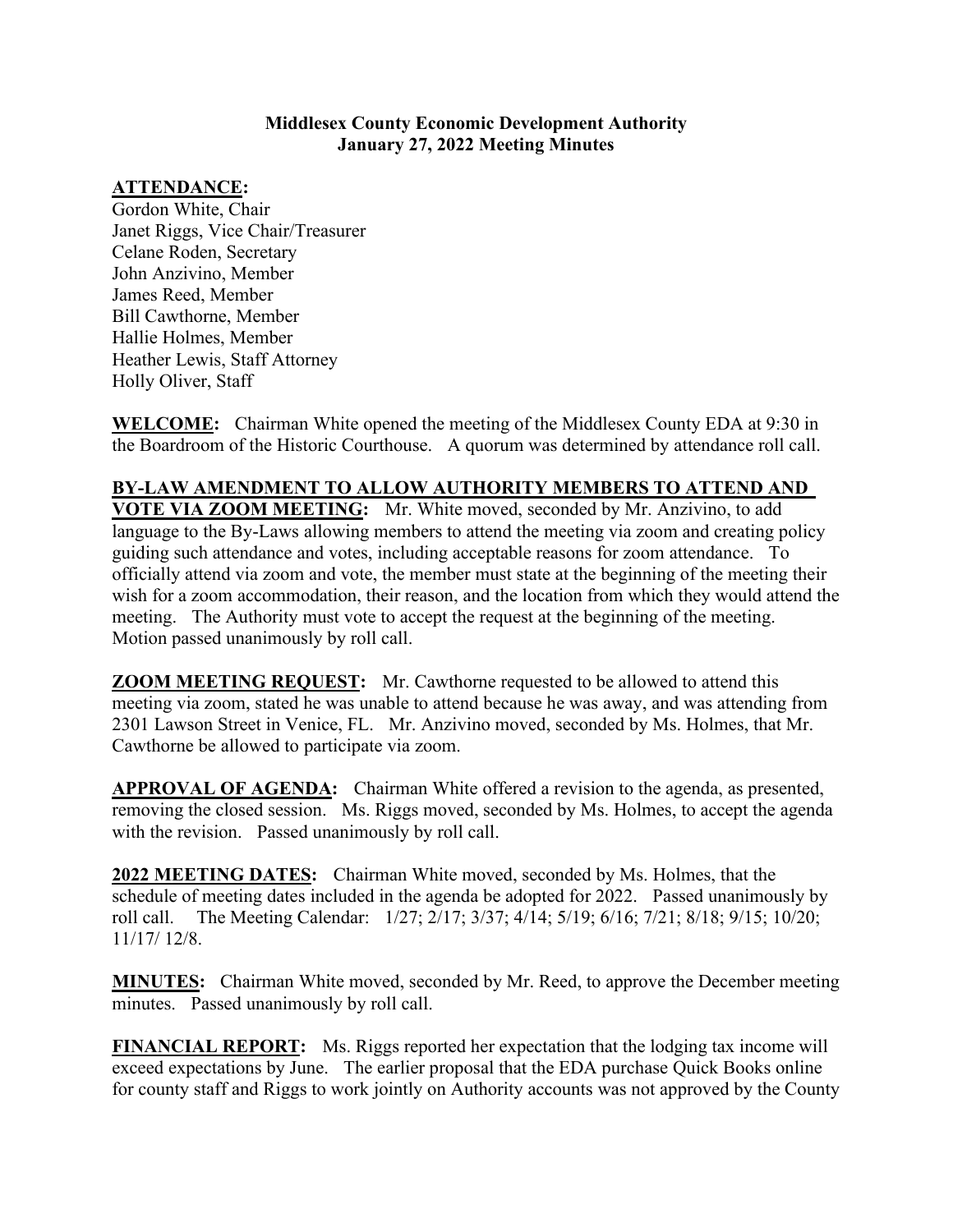**Middlesex County Economic Development Authority**
**January 27, 2022 Meeting Minutes**

**ATTENDANCE:**
Gordon White, Chair
Janet Riggs, Vice Chair/Treasurer
Celane Roden, Secretary
John Anzivino, Member
James Reed, Member
Bill Cawthorne, Member
Hallie Holmes, Member
Heather Lewis, Staff Attorney
Holly Oliver, Staff

**WELCOME:** Chairman White opened the meeting of the Middlesex County EDA at 9:30 in the Boardroom of the Historic Courthouse. A quorum was determined by attendance roll call.

**BY-LAW AMENDMENT TO ALLOW AUTHORITY MEMBERS TO ATTEND AND VOTE VIA ZOOM MEETING:** Mr. White moved, seconded by Mr. Anzivino, to add language to the By-Laws allowing members to attend the meeting via zoom and creating policy guiding such attendance and votes, including acceptable reasons for zoom attendance. To officially attend via zoom and vote, the member must state at the beginning of the meeting their wish for a zoom accommodation, their reason, and the location from which they would attend the meeting. The Authority must vote to accept the request at the beginning of the meeting. Motion passed unanimously by roll call.

**ZOOM MEETING REQUEST:** Mr. Cawthorne requested to be allowed to attend this meeting via zoom, stated he was unable to attend because he was away, and was attending from 2301 Lawson Street in Venice, FL. Mr. Anzivino moved, seconded by Ms. Holmes, that Mr. Cawthorne be allowed to participate via zoom.

**APPROVAL OF AGENDA:** Chairman White offered a revision to the agenda, as presented, removing the closed session. Ms. Riggs moved, seconded by Ms. Holmes, to accept the agenda with the revision. Passed unanimously by roll call.

**2022 MEETING DATES:** Chairman White moved, seconded by Ms. Holmes, that the schedule of meeting dates included in the agenda be adopted for 2022. Passed unanimously by roll call. The Meeting Calendar: 1/27; 2/17; 3/37; 4/14; 5/19; 6/16; 7/21; 8/18; 9/15; 10/20; 11/17/ 12/8.

**MINUTES:** Chairman White moved, seconded by Mr. Reed, to approve the December meeting minutes. Passed unanimously by roll call.

**FINANCIAL REPORT:** Ms. Riggs reported her expectation that the lodging tax income will exceed expectations by June. The earlier proposal that the EDA purchase Quick Books online for county staff and Riggs to work jointly on Authority accounts was not approved by the County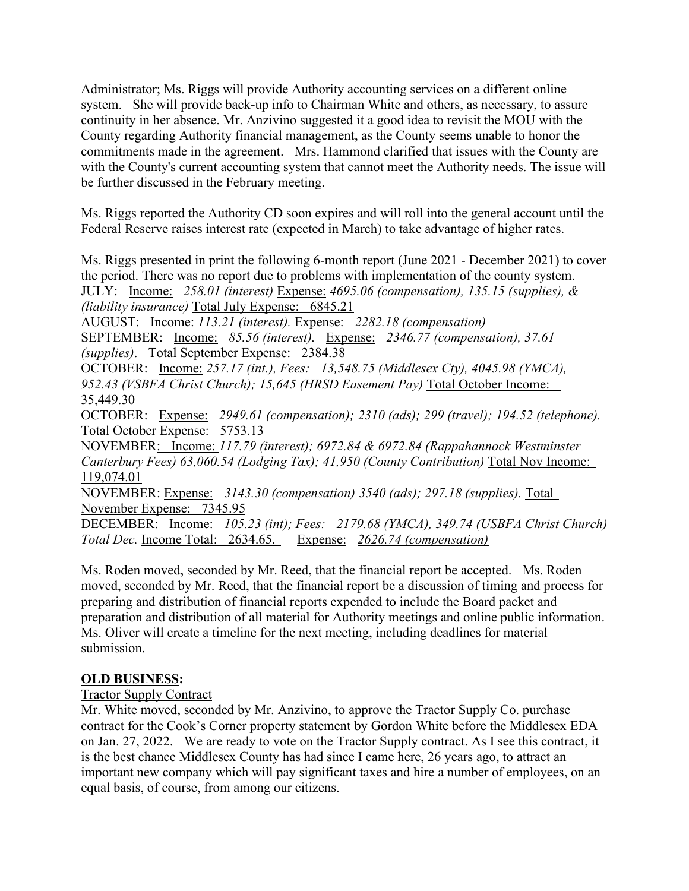Administrator; Ms. Riggs will provide Authority accounting services on a different online system. She will provide back-up info to Chairman White and others, as necessary, to assure continuity in her absence. Mr. Anzivino suggested it a good idea to revisit the MOU with the County regarding Authority financial management, as the County seems unable to honor the commitments made in the agreement. Mrs. Hammond clarified that issues with the County are with the County's current accounting system that cannot meet the Authority needs. The issue will be further discussed in the February meeting.

Ms. Riggs reported the Authority CD soon expires and will roll into the general account until the Federal Reserve raises interest rate (expected in March) to take advantage of higher rates.

Ms. Riggs presented in print the following 6-month report (June 2021 - December 2021) to cover the period. There was no report due to problems with implementation of the county system.
JULY: Income: *258.01 (interest)* Expense: *4695.06 (compensation), 135.15 (supplies), & (liability insurance)* Total July Expense: 6845.21
AUGUST: Income: *113.21 (interest).* Expense: *2282.18 (compensation)*
SEPTEMBER: Income: *85.56 (interest).* Expense: *2346.77 (compensation), 37.61 (supplies)*. Total September Expense: 2384.38
OCTOBER: Income: *257.17 (int.), Fees: 13,548.75 (Middlesex Cty), 4045.98 (YMCA), 952.43 (VSBFA Christ Church); 15,645 (HRSD Easement Pay)* Total October Income: 35,449.30
OCTOBER: Expense: *2949.61 (compensation); 2310 (ads); 299 (travel); 194.52 (telephone).* Total October Expense: 5753.13
NOVEMBER: Income: *117.79 (interest); 6972.84 & 6972.84 (Rappahannock Westminster Canterbury Fees) 63,060.54 (Lodging Tax); 41,950 (County Contribution)* Total Nov Income: 119,074.01
NOVEMBER: Expense: *3143.30 (compensation) 3540 (ads); 297.18 (supplies).* Total November Expense: 7345.95
DECEMBER: Income: *105.23 (int); Fees: 2179.68 (YMCA), 349.74 (USBFA Christ Church) Total Dec.* Income Total: 2634.65. Expense: *2626.74 (compensation)*

Ms. Roden moved, seconded by Mr. Reed, that the financial report be accepted. Ms. Roden moved, seconded by Mr. Reed, that the financial report be a discussion of timing and process for preparing and distribution of financial reports expended to include the Board packet and preparation and distribution of all material for Authority meetings and online public information. Ms. Oliver will create a timeline for the next meeting, including deadlines for material submission.

**OLD BUSINESS:**

Tractor Supply Contract

Mr. White moved, seconded by Mr. Anzivino, to approve the Tractor Supply Co. purchase contract for the Cook's Corner property statement by Gordon White before the Middlesex EDA on Jan. 27, 2022. We are ready to vote on the Tractor Supply contract. As I see this contract, it is the best chance Middlesex County has had since I came here, 26 years ago, to attract an important new company which will pay significant taxes and hire a number of employees, on an equal basis, of course, from among our citizens.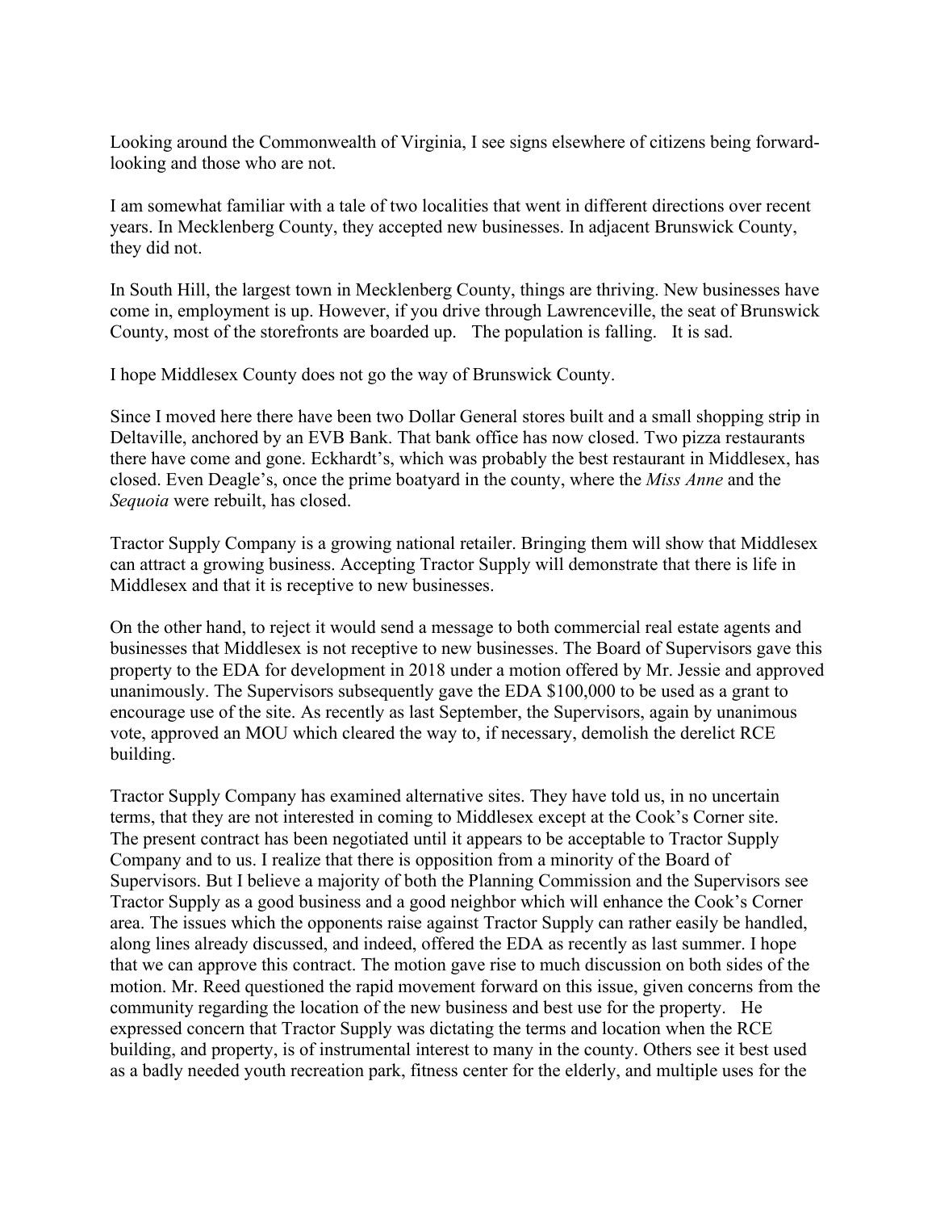Looking around the Commonwealth of Virginia, I see signs elsewhere of citizens being forward-looking and those who are not.

I am somewhat familiar with a tale of two localities that went in different directions over recent years. In Mecklenberg County, they accepted new businesses. In adjacent Brunswick County, they did not.

In South Hill, the largest town in Mecklenberg County, things are thriving. New businesses have come in, employment is up. However, if you drive through Lawrenceville, the seat of Brunswick County, most of the storefronts are boarded up. The population is falling. It is sad.

I hope Middlesex County does not go the way of Brunswick County.

Since I moved here there have been two Dollar General stores built and a small shopping strip in Deltaville, anchored by an EVB Bank. That bank office has now closed. Two pizza restaurants there have come and gone. Eckhardt's, which was probably the best restaurant in Middlesex, has closed. Even Deagle's, once the prime boatyard in the county, where the *Miss Anne* and the *Sequoia* were rebuilt, has closed.

Tractor Supply Company is a growing national retailer. Bringing them will show that Middlesex can attract a growing business. Accepting Tractor Supply will demonstrate that there is life in Middlesex and that it is receptive to new businesses.

On the other hand, to reject it would send a message to both commercial real estate agents and businesses that Middlesex is not receptive to new businesses. The Board of Supervisors gave this property to the EDA for development in 2018 under a motion offered by Mr. Jessie and approved unanimously. The Supervisors subsequently gave the EDA $100,000 to be used as a grant to encourage use of the site. As recently as last September, the Supervisors, again by unanimous vote, approved an MOU which cleared the way to, if necessary, demolish the derelict RCE building.

Tractor Supply Company has examined alternative sites. They have told us, in no uncertain terms, that they are not interested in coming to Middlesex except at the Cook's Corner site. The present contract has been negotiated until it appears to be acceptable to Tractor Supply Company and to us. I realize that there is opposition from a minority of the Board of Supervisors. But I believe a majority of both the Planning Commission and the Supervisors see Tractor Supply as a good business and a good neighbor which will enhance the Cook's Corner area. The issues which the opponents raise against Tractor Supply can rather easily be handled, along lines already discussed, and indeed, offered the EDA as recently as last summer. I hope that we can approve this contract. The motion gave rise to much discussion on both sides of the motion. Mr. Reed questioned the rapid movement forward on this issue, given concerns from the community regarding the location of the new business and best use for the property. He expressed concern that Tractor Supply was dictating the terms and location when the RCE building, and property, is of instrumental interest to many in the county. Others see it best used as a badly needed youth recreation park, fitness center for the elderly, and multiple uses for the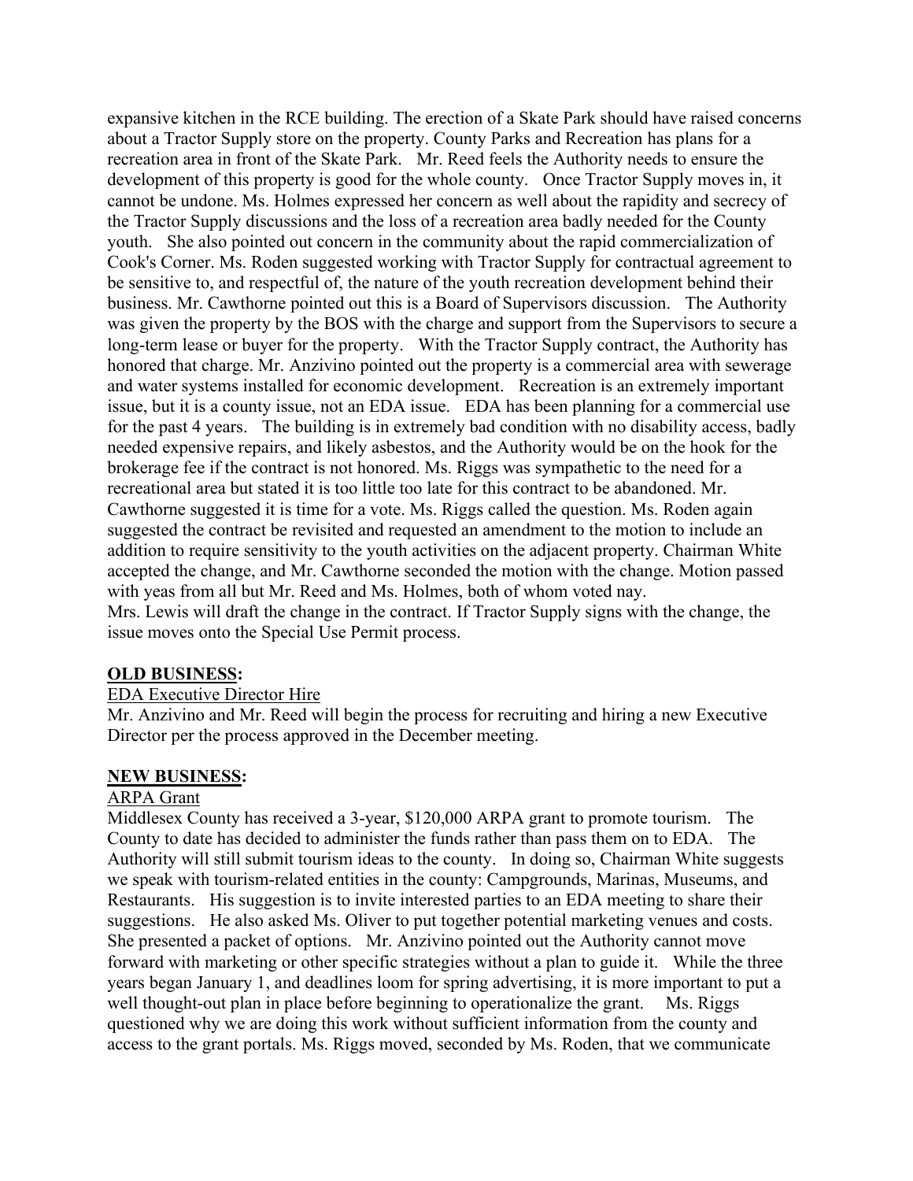expansive kitchen in the RCE building. The erection of a Skate Park should have raised concerns about a Tractor Supply store on the property. County Parks and Recreation has plans for a recreation area in front of the Skate Park. Mr. Reed feels the Authority needs to ensure the development of this property is good for the whole county. Once Tractor Supply moves in, it cannot be undone. Ms. Holmes expressed her concern as well about the rapidity and secrecy of the Tractor Supply discussions and the loss of a recreation area badly needed for the County youth. She also pointed out concern in the community about the rapid commercialization of Cook's Corner. Ms. Roden suggested working with Tractor Supply for contractual agreement to be sensitive to, and respectful of, the nature of the youth recreation development behind their business. Mr. Cawthorne pointed out this is a Board of Supervisors discussion. The Authority was given the property by the BOS with the charge and support from the Supervisors to secure a long-term lease or buyer for the property. With the Tractor Supply contract, the Authority has honored that charge. Mr. Anzivino pointed out the property is a commercial area with sewerage and water systems installed for economic development. Recreation is an extremely important issue, but it is a county issue, not an EDA issue. EDA has been planning for a commercial use for the past 4 years. The building is in extremely bad condition with no disability access, badly needed expensive repairs, and likely asbestos, and the Authority would be on the hook for the brokerage fee if the contract is not honored. Ms. Riggs was sympathetic to the need for a recreational area but stated it is too little too late for this contract to be abandoned. Mr. Cawthorne suggested it is time for a vote. Ms. Riggs called the question. Ms. Roden again suggested the contract be revisited and requested an amendment to the motion to include an addition to require sensitivity to the youth activities on the adjacent property. Chairman White accepted the change, and Mr. Cawthorne seconded the motion with the change. Motion passed with yeas from all but Mr. Reed and Ms. Holmes, both of whom voted nay.
Mrs. Lewis will draft the change in the contract. If Tractor Supply signs with the change, the issue moves onto the Special Use Permit process.

**OLD BUSINESS:**

EDA Executive Director Hire

Mr. Anzivino and Mr. Reed will begin the process for recruiting and hiring a new Executive Director per the process approved in the December meeting.

**NEW BUSINESS:**

ARPA Grant

Middlesex County has received a 3-year, $120,000 ARPA grant to promote tourism. The County to date has decided to administer the funds rather than pass them on to EDA. The Authority will still submit tourism ideas to the county. In doing so, Chairman White suggests we speak with tourism-related entities in the county: Campgrounds, Marinas, Museums, and Restaurants. His suggestion is to invite interested parties to an EDA meeting to share their suggestions. He also asked Ms. Oliver to put together potential marketing venues and costs. She presented a packet of options. Mr. Anzivino pointed out the Authority cannot move forward with marketing or other specific strategies without a plan to guide it. While the three years began January 1, and deadlines loom for spring advertising, it is more important to put a well thought-out plan in place before beginning to operationalize the grant. Ms. Riggs questioned why we are doing this work without sufficient information from the county and access to the grant portals. Ms. Riggs moved, seconded by Ms. Roden, that we communicate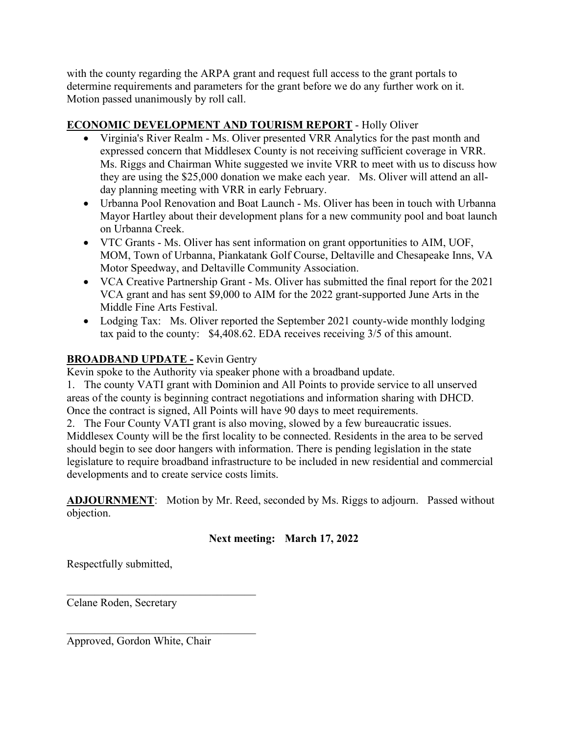with the county regarding the ARPA grant and request full access to the grant portals to determine requirements and parameters for the grant before we do any further work on it. Motion passed unanimously by roll call.

**ECONOMIC DEVELOPMENT AND TOURISM REPORT** - Holly Oliver

- Virginia's River Realm - Ms. Oliver presented VRR Analytics for the past month and expressed concern that Middlesex County is not receiving sufficient coverage in VRR. Ms. Riggs and Chairman White suggested we invite VRR to meet with us to discuss how they are using the $25,000 donation we make each year. Ms. Oliver will attend an all-day planning meeting with VRR in early February.
- Urbanna Pool Renovation and Boat Launch - Ms. Oliver has been in touch with Urbanna Mayor Hartley about their development plans for a new community pool and boat launch on Urbanna Creek.
- VTC Grants - Ms. Oliver has sent information on grant opportunities to AIM, UOF, MOM, Town of Urbanna, Piankatank Golf Course, Deltaville and Chesapeake Inns, VA Motor Speedway, and Deltaville Community Association.
- VCA Creative Partnership Grant - Ms. Oliver has submitted the final report for the 2021 VCA grant and has sent $9,000 to AIM for the 2022 grant-supported June Arts in the Middle Fine Arts Festival.
- Lodging Tax: Ms. Oliver reported the September 2021 county-wide monthly lodging tax paid to the county: $4,408.62. EDA receives receiving 3/5 of this amount.

**BROADBAND UPDATE -** Kevin Gentry

Kevin spoke to the Authority via speaker phone with a broadband update.

1. The county VATI grant with Dominion and All Points to provide service to all unserved areas of the county is beginning contract negotiations and information sharing with DHCD. Once the contract is signed, All Points will have 90 days to meet requirements.
2. The Four County VATI grant is also moving, slowed by a few bureaucratic issues. Middlesex County will be the first locality to be connected. Residents in the area to be served should begin to see door hangers with information. There is pending legislation in the state legislature to require broadband infrastructure to be included in new residential and commercial developments and to create service costs limits.

**ADJOURNMENT**: Motion by Mr. Reed, seconded by Ms. Riggs to adjourn. Passed without objection.

**Next meeting: March 17, 2022**

Respectfully submitted,

\_\_\_\_\_\_\_\_\_\_\_\_\_\_\_\_\_\_\_\_\_\_\_\_\_\_\_\_\_\_\_\_\_\_

Celane Roden, Secretary

\_\_\_\_\_\_\_\_\_\_\_\_\_\_\_\_\_\_\_\_\_\_\_\_\_\_\_\_\_\_\_\_\_\_

Approved, Gordon White, Chair